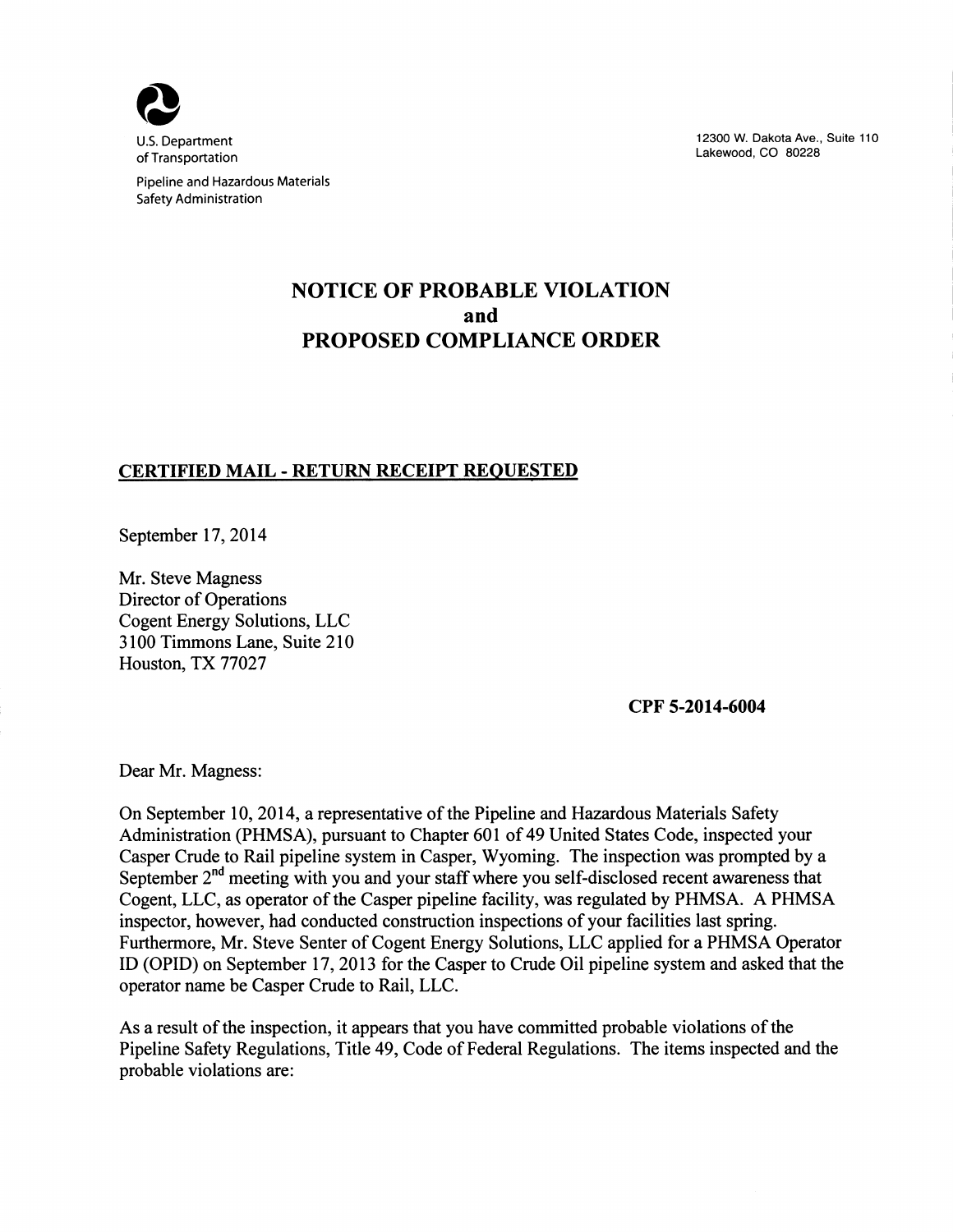U.S. Department of Transportation

Pipeline and Hazardous Materials Safety Administration

12300 W. Dakota Ave., Suite 110
Lakewood, CO 80228

# NOTICE OF PROBABLE VIOLATION
# and
# PROPOSED COMPLIANCE ORDER

**CERTIFIED MAIL - RETURN RECEIPT REQUESTED**

September 17, 2014

Mr. Steve Magness
Director of Operations
Cogent Energy Solutions, LLC
3100 Timmons Lane, Suite 210
Houston, TX 77027

**CPF 5-2014-6004**

Dear Mr. Magness:

On September 10, 2014, a representative of the Pipeline and Hazardous Materials Safety Administration (PHMSA), pursuant to Chapter 601 of 49 United States Code, inspected your Casper Crude to Rail pipeline system in Casper, Wyoming. The inspection was prompted by a September 2nd meeting with you and your staff where you self-disclosed recent awareness that Cogent, LLC, as operator of the Casper pipeline facility, was regulated by PHMSA. A PHMSA inspector, however, had conducted construction inspections of your facilities last spring. Furthermore, Mr. Steve Senter of Cogent Energy Solutions, LLC applied for a PHMSA Operator ID (OPID) on September 17, 2013 for the Casper to Crude Oil pipeline system and asked that the operator name be Casper Crude to Rail, LLC.

As a result of the inspection, it appears that you have committed probable violations of the Pipeline Safety Regulations, Title 49, Code of Federal Regulations. The items inspected and the probable violations are: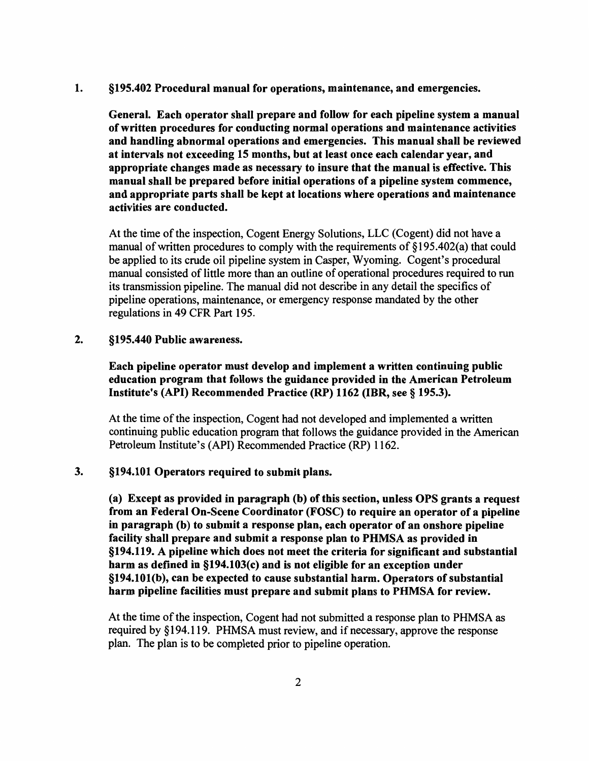1. **§195.402 Procedural manual for operations, maintenance, and emergencies.**

   **General. Each operator shall prepare and follow for each pipeline system a manual of written procedures for conducting normal operations and maintenance activities and handling abnormal operations and emergencies. This manual shall be reviewed at intervals not exceeding 15 months, but at least once each calendar year, and appropriate changes made as necessary to insure that the manual is effective. This manual shall be prepared before initial operations of a pipeline system commence, and appropriate parts shall be kept at locations where operations and maintenance activities are conducted.**

   At the time of the inspection, Cogent Energy Solutions, LLC (Cogent) did not have a manual of written procedures to comply with the requirements of §195.402(a) that could be applied to its crude oil pipeline system in Casper, Wyoming. Cogent's procedural manual consisted of little more than an outline of operational procedures required to run its transmission pipeline. The manual did not describe in any detail the specifics of pipeline operations, maintenance, or emergency response mandated by the other regulations in 49 CFR Part 195.

2. **§195.440 Public awareness.**

   **Each pipeline operator must develop and implement a written continuing public education program that follows the guidance provided in the American Petroleum Institute's (API) Recommended Practice (RP) 1162 (IBR, see § 195.3).**

   At the time of the inspection, Cogent had not developed and implemented a written continuing public education program that follows the guidance provided in the American Petroleum Institute's (API) Recommended Practice (RP) 1162.

3. **§194.101 Operators required to submit plans.**

   **(a) Except as provided in paragraph (b) of this section, unless OPS grants a request from an Federal On-Scene Coordinator (FOSC) to require an operator of a pipeline in paragraph (b) to submit a response plan, each operator of an onshore pipeline facility shall prepare and submit a response plan to PHMSA as provided in §194.119. A pipeline which does not meet the criteria for significant and substantial harm as defined in §194.103(c) and is not eligible for an exception under §194.101(b), can be expected to cause substantial harm. Operators of substantial harm pipeline facilities must prepare and submit plans to PHMSA for review.**

   At the time of the inspection, Cogent had not submitted a response plan to PHMSA as required by §194.119. PHMSA must review, and if necessary, approve the response plan. The plan is to be completed prior to pipeline operation.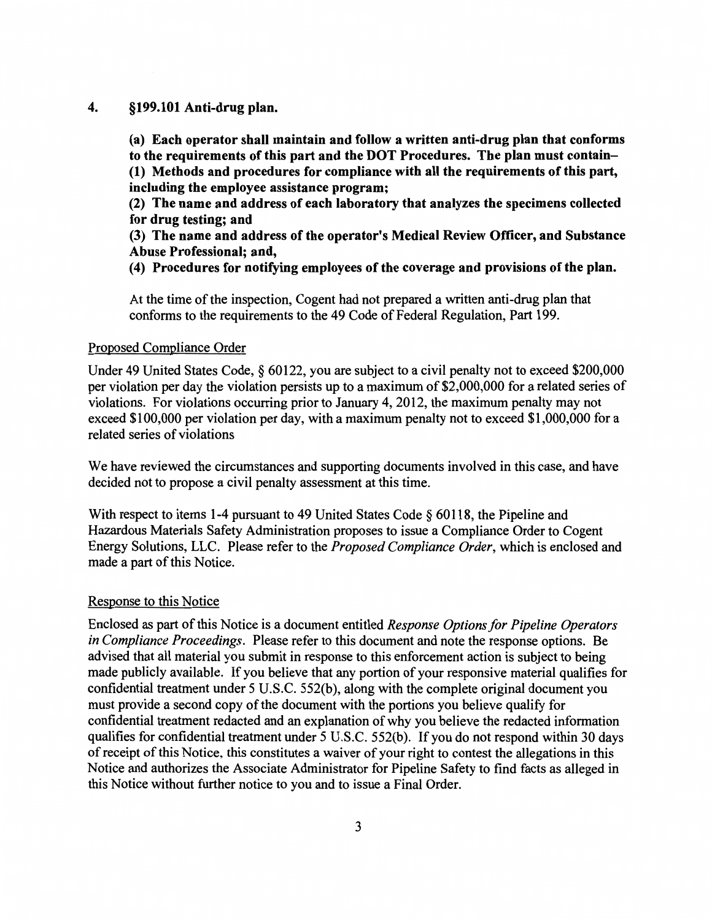4. **§199.101 Anti-drug plan.**

**(a) Each operator shall maintain and follow a written anti-drug plan that conforms to the requirements of this part and the DOT Procedures. The plan must contain–**
**(1) Methods and procedures for compliance with all the requirements of this part, including the employee assistance program;**
**(2) The name and address of each laboratory that analyzes the specimens collected for drug testing; and**
**(3) The name and address of the operator's Medical Review Officer, and Substance Abuse Professional; and,**
**(4) Procedures for notifying employees of the coverage and provisions of the plan.**

At the time of the inspection, Cogent had not prepared a written anti-drug plan that conforms to the requirements to the 49 Code of Federal Regulation, Part 199.

Proposed Compliance Order

Under 49 United States Code, § 60122, you are subject to a civil penalty not to exceed $200,000 per violation per day the violation persists up to a maximum of $2,000,000 for a related series of violations. For violations occurring prior to January 4, 2012, the maximum penalty may not exceed $100,000 per violation per day, with a maximum penalty not to exceed $1,000,000 for a related series of violations

We have reviewed the circumstances and supporting documents involved in this case, and have decided not to propose a civil penalty assessment at this time.

With respect to items 1-4 pursuant to 49 United States Code § 60118, the Pipeline and Hazardous Materials Safety Administration proposes to issue a Compliance Order to Cogent Energy Solutions, LLC. Please refer to the *Proposed Compliance Order*, which is enclosed and made a part of this Notice.

Response to this Notice

Enclosed as part of this Notice is a document entitled *Response Options for Pipeline Operators in Compliance Proceedings*. Please refer to this document and note the response options. Be advised that all material you submit in response to this enforcement action is subject to being made publicly available. If you believe that any portion of your responsive material qualifies for confidential treatment under 5 U.S.C. 552(b), along with the complete original document you must provide a second copy of the document with the portions you believe qualify for confidential treatment redacted and an explanation of why you believe the redacted information qualifies for confidential treatment under 5 U.S.C. 552(b). If you do not respond within 30 days of receipt of this Notice, this constitutes a waiver of your right to contest the allegations in this Notice and authorizes the Associate Administrator for Pipeline Safety to find facts as alleged in this Notice without further notice to you and to issue a Final Order.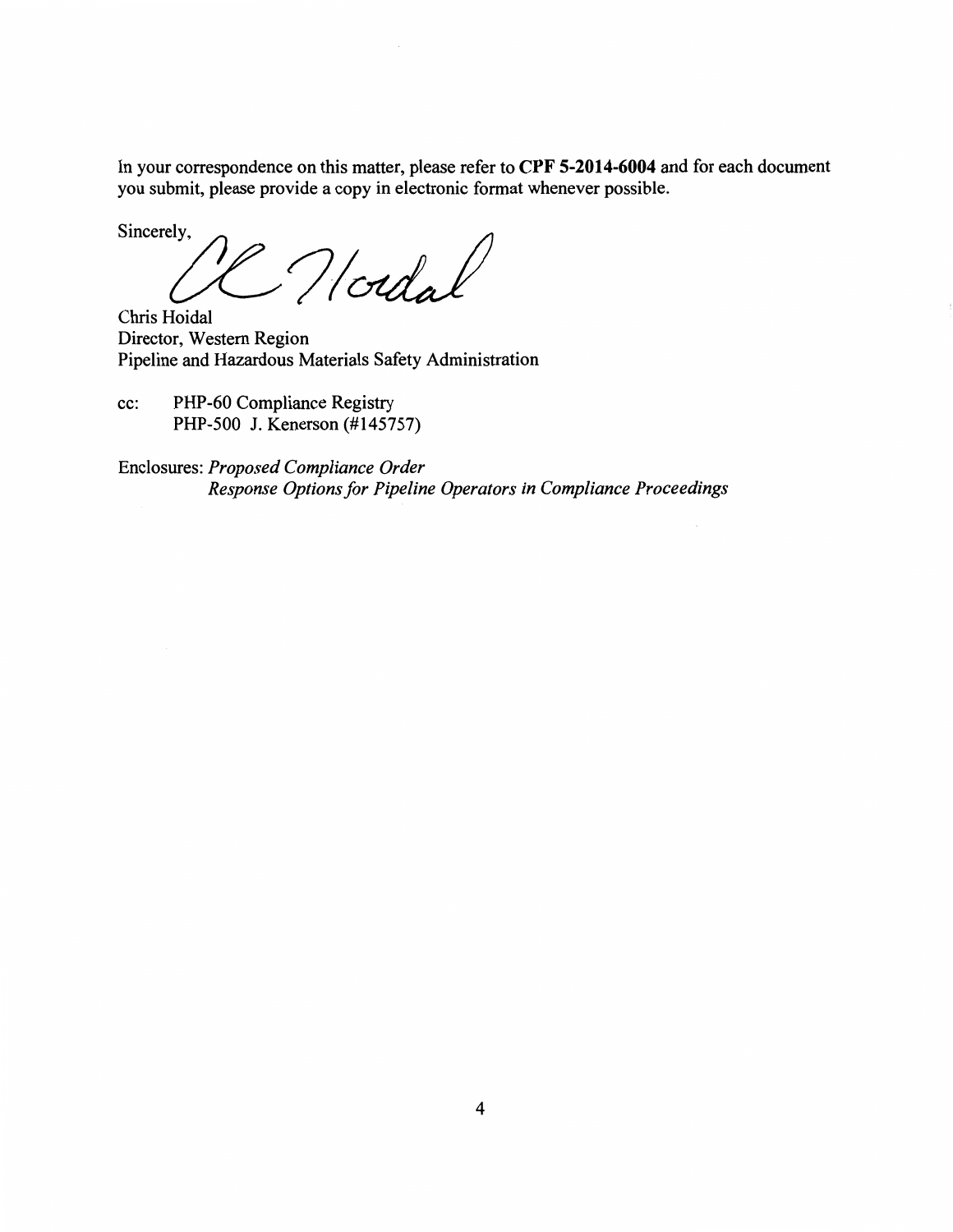In your correspondence on this matter, please refer to **CPF 5-2014-6004** and for each document you submit, please provide a copy in electronic format whenever possible.

Sincerely,

Chris Hoidal
Director, Western Region
Pipeline and Hazardous Materials Safety Administration

cc: PHP-60 Compliance Registry
PHP-500 J. Kenerson (#145757)

Enclosures: *Proposed Compliance Order*
*Response Options for Pipeline Operators in Compliance Proceedings*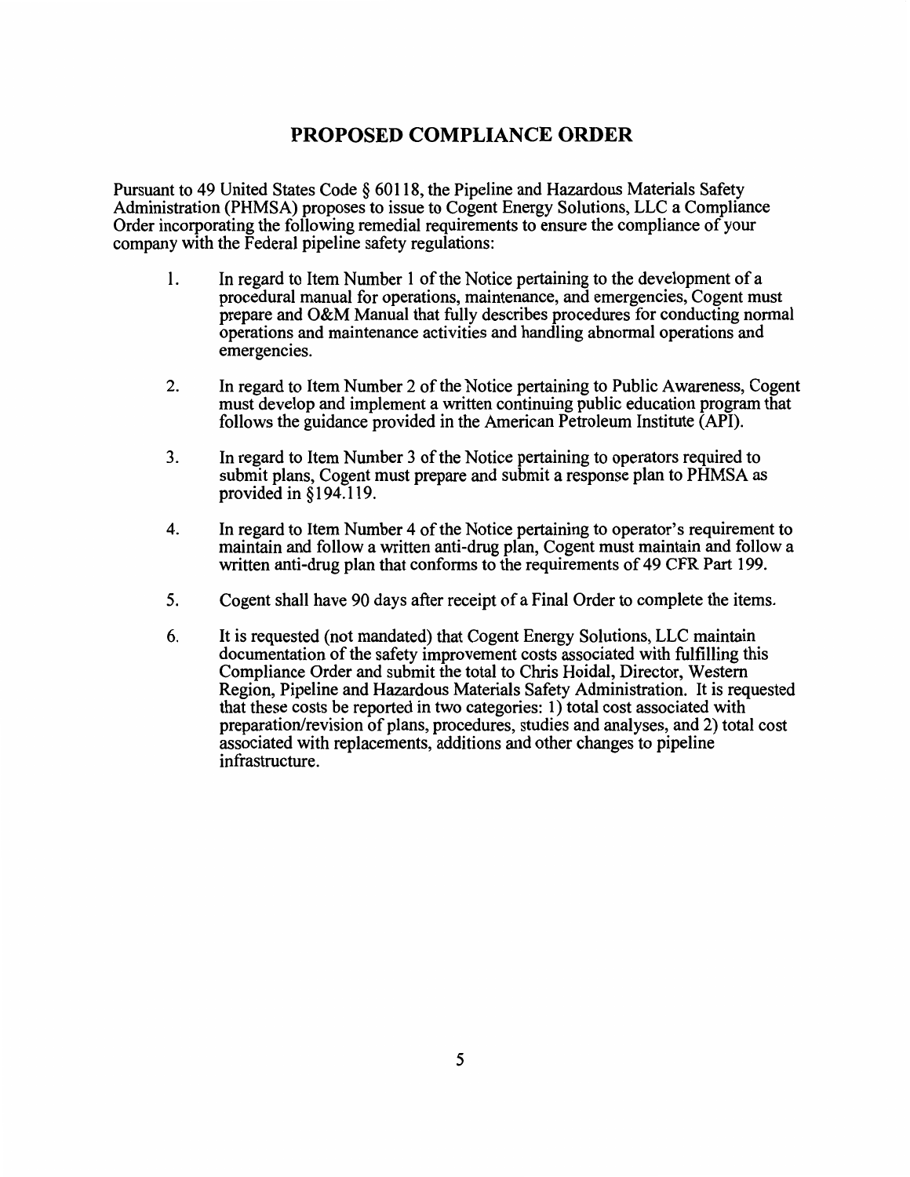# PROPOSED COMPLIANCE ORDER

Pursuant to 49 United States Code § 60118, the Pipeline and Hazardous Materials Safety Administration (PHMSA) proposes to issue to Cogent Energy Solutions, LLC a Compliance Order incorporating the following remedial requirements to ensure the compliance of your company with the Federal pipeline safety regulations:

1. In regard to Item Number 1 of the Notice pertaining to the development of a procedural manual for operations, maintenance, and emergencies, Cogent must prepare and O&M Manual that fully describes procedures for conducting normal operations and maintenance activities and handling abnormal operations and emergencies.

2. In regard to Item Number 2 of the Notice pertaining to Public Awareness, Cogent must develop and implement a written continuing public education program that follows the guidance provided in the American Petroleum Institute (API).

3. In regard to Item Number 3 of the Notice pertaining to operators required to submit plans, Cogent must prepare and submit a response plan to PHMSA as provided in §194.119.

4. In regard to Item Number 4 of the Notice pertaining to operator's requirement to maintain and follow a written anti-drug plan, Cogent must maintain and follow a written anti-drug plan that conforms to the requirements of 49 CFR Part 199.

5. Cogent shall have 90 days after receipt of a Final Order to complete the items.

6. It is requested (not mandated) that Cogent Energy Solutions, LLC maintain documentation of the safety improvement costs associated with fulfilling this Compliance Order and submit the total to Chris Hoidal, Director, Western Region, Pipeline and Hazardous Materials Safety Administration. It is requested that these costs be reported in two categories: 1) total cost associated with preparation/revision of plans, procedures, studies and analyses, and 2) total cost associated with replacements, additions and other changes to pipeline infrastructure.